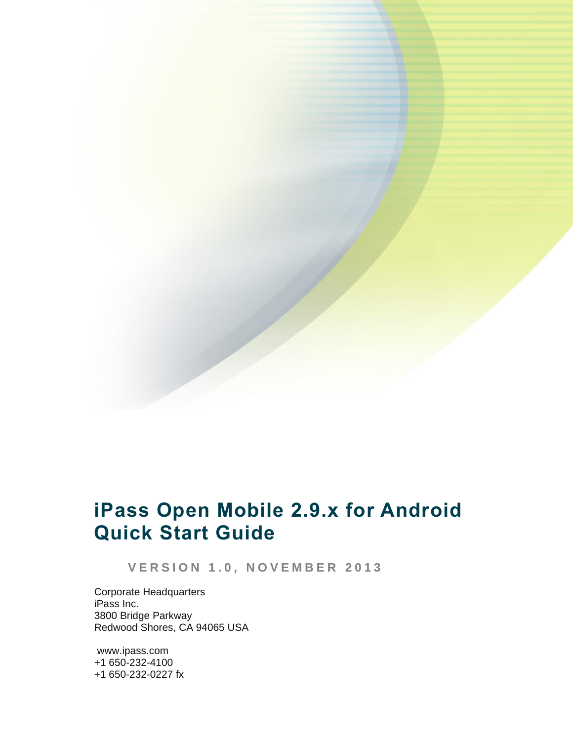# iPass Open Mobile 2.9.x for Android Quick Start Guide

**VERSION 1.0, NOVEMBER 2013**

Corporate Headquarters
iPass Inc.
3800 Bridge Parkway
Redwood Shores, CA 94065 USA

www.ipass.com
+1 650-232-4100
+1 650-232-0227 fx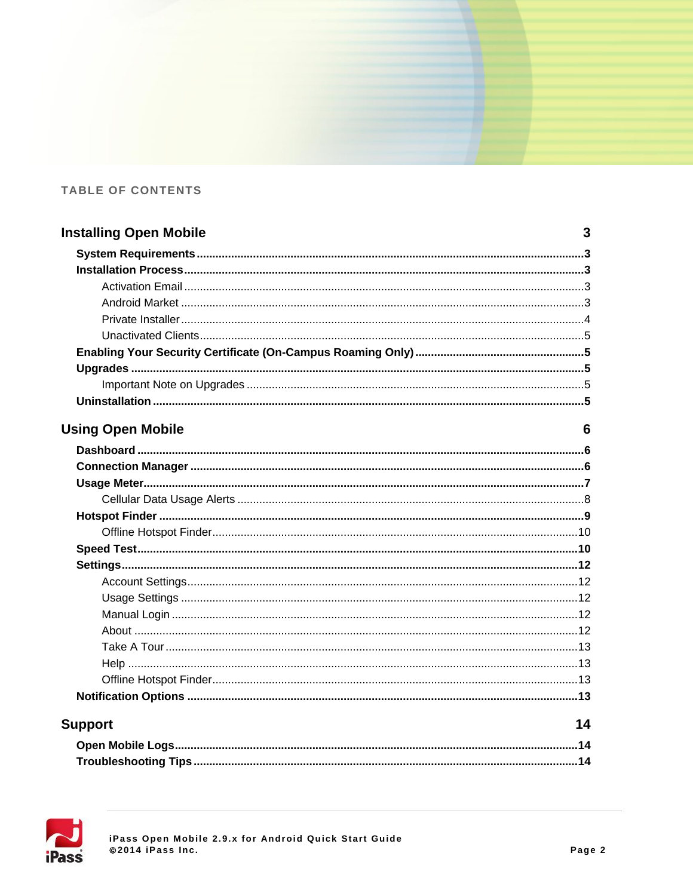TABLE OF CONTENTS

**Installing Open Mobile** 3

- **System Requirements** 3
- **Installation Process** 3
  - Activation Email 3
  - Android Market 3
  - Private Installer 4
  - Unactivated Clients 5
- **Enabling Your Security Certificate (On-Campus Roaming Only)** 5
- **Upgrades** 5
  - Important Note on Upgrades 5
- **Uninstallation** 5

**Using Open Mobile** 6

- **Dashboard** 6
- **Connection Manager** 6
- **Usage Meter** 7
  - Cellular Data Usage Alerts 8
- **Hotspot Finder** 9
  - Offline Hotspot Finder 10
- **Speed Test** 10
- **Settings** 12
  - Account Settings 12
  - Usage Settings 12
  - Manual Login 12
  - About 12
  - Take A Tour 13
  - Help 13
  - Offline Hotspot Finder 13
- **Notification Options** 13

**Support** 14

- **Open Mobile Logs** 14
- **Troubleshooting Tips** 14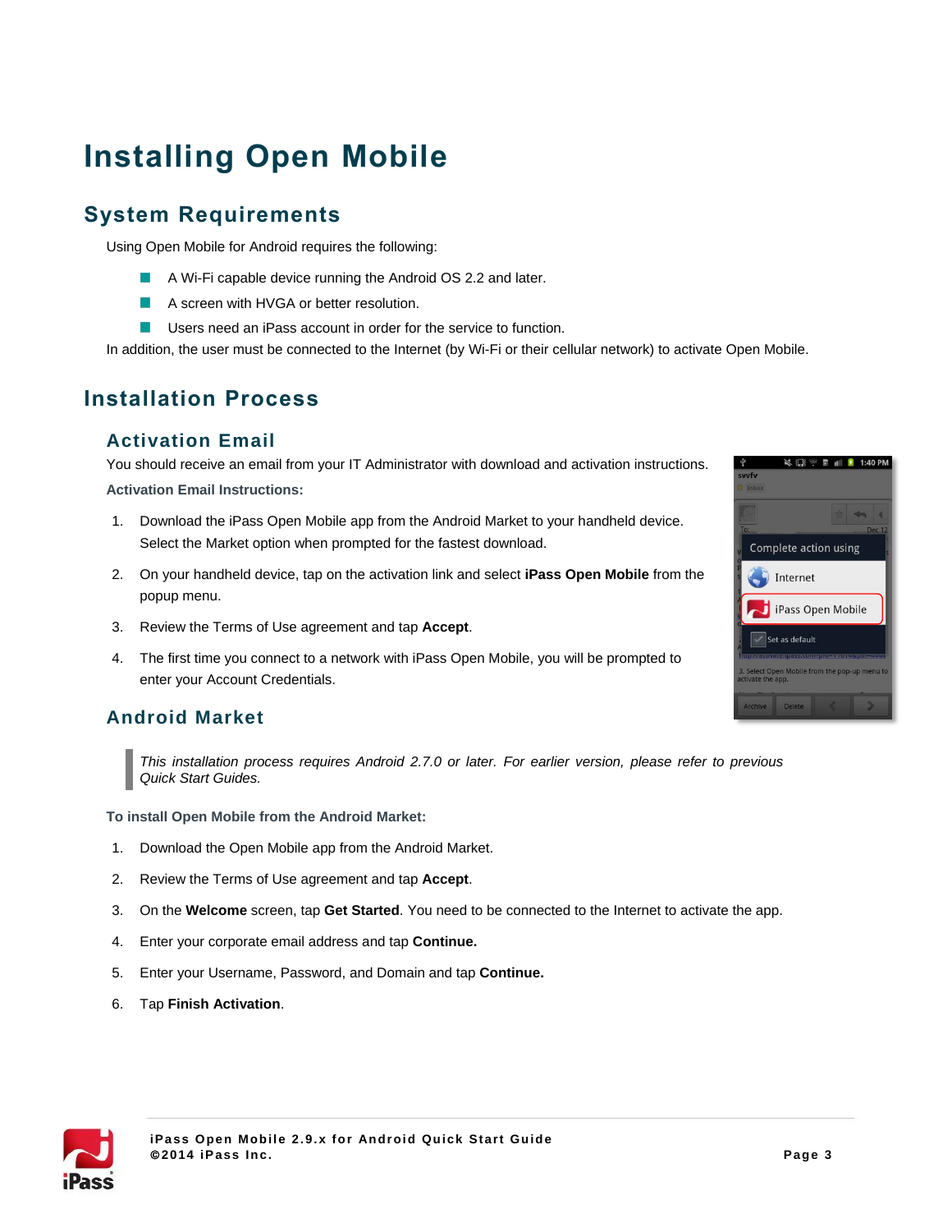# Installing Open Mobile

## System Requirements

Using Open Mobile for Android requires the following:

- A Wi-Fi capable device running the Android OS 2.2 and later.
- A screen with HVGA or better resolution.
- Users need an iPass account in order for the service to function.

In addition, the user must be connected to the Internet (by Wi-Fi or their cellular network) to activate Open Mobile.

## Installation Process

### Activation Email

You should receive an email from your IT Administrator with download and activation instructions.

**Activation Email Instructions:**

1. Download the iPass Open Mobile app from the Android Market to your handheld device. Select the Market option when prompted for the fastest download.
2. On your handheld device, tap on the activation link and select **iPass Open Mobile** from the popup menu.
3. Review the Terms of Use agreement and tap **Accept**.
4. The first time you connect to a network with iPass Open Mobile, you will be prompted to enter your Account Credentials.

### Android Market

> *This installation process requires Android 2.7.0 or later. For earlier version, please refer to previous Quick Start Guides.*

**To install Open Mobile from the Android Market:**

1. Download the Open Mobile app from the Android Market.
2. Review the Terms of Use agreement and tap **Accept**.
3. On the **Welcome** screen, tap **Get Started**. You need to be connected to the Internet to activate the app.
4. Enter your corporate email address and tap **Continue.**
5. Enter your Username, Password, and Domain and tap **Continue.**
6. Tap **Finish Activation**.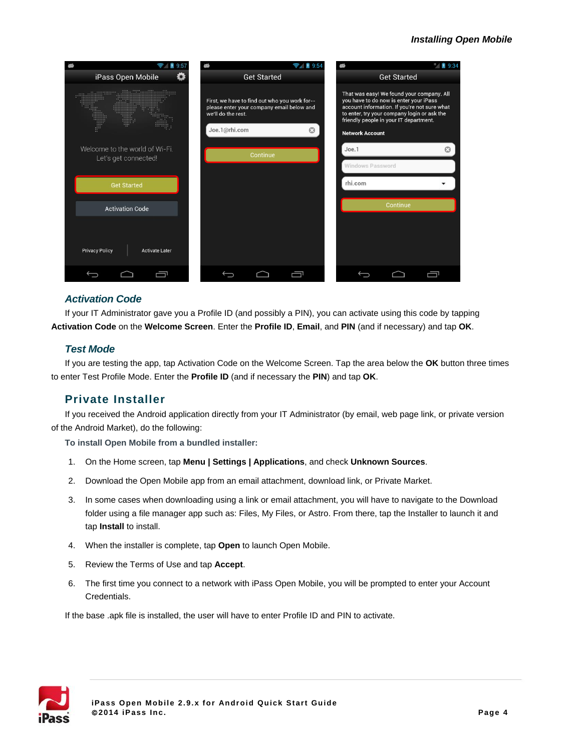### Activation Code

If your IT Administrator gave you a Profile ID (and possibly a PIN), you can activate using this code by tapping **Activation Code** on the **Welcome Screen**. Enter the **Profile ID**, **Email**, and **PIN** (and if necessary) and tap **OK**.

### Test Mode

If you are testing the app, tap Activation Code on the Welcome Screen. Tap the area below the **OK** button three times to enter Test Profile Mode. Enter the **Profile ID** (and if necessary the **PIN**) and tap **OK**.

## Private Installer

If you received the Android application directly from your IT Administrator (by email, web page link, or private version of the Android Market), do the following:

**To install Open Mobile from a bundled installer:**

1. On the Home screen, tap **Menu | Settings | Applications**, and check **Unknown Sources**.
2. Download the Open Mobile app from an email attachment, download link, or Private Market.
3. In some cases when downloading using a link or email attachment, you will have to navigate to the Download folder using a file manager app such as: Files, My Files, or Astro. From there, tap the Installer to launch it and tap **Install** to install.
4. When the installer is complete, tap **Open** to launch Open Mobile.
5. Review the Terms of Use and tap **Accept**.
6. The first time you connect to a network with iPass Open Mobile, you will be prompted to enter your Account Credentials.

If the base .apk file is installed, the user will have to enter Profile ID and PIN to activate.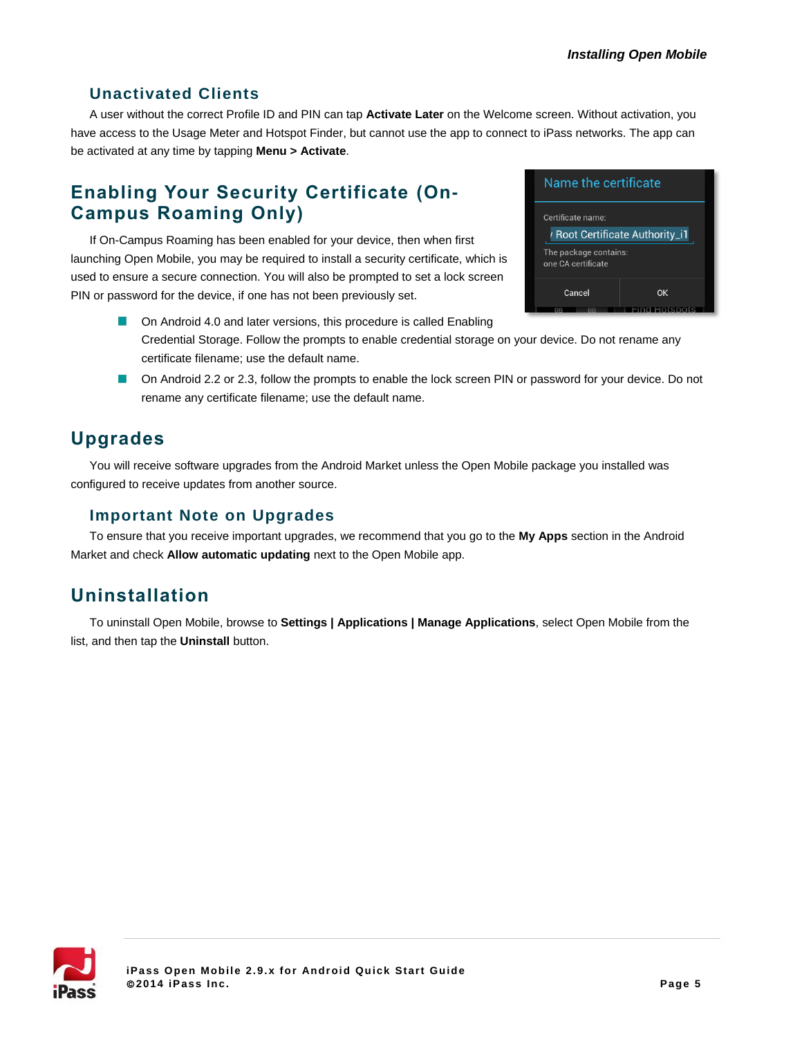## Unactivated Clients

A user without the correct Profile ID and PIN can tap **Activate Later** on the Welcome screen. Without activation, you have access to the Usage Meter and Hotspot Finder, but cannot use the app to connect to iPass networks. The app can be activated at any time by tapping **Menu > Activate**.

# Enabling Your Security Certificate (On-Campus Roaming Only)

If On-Campus Roaming has been enabled for your device, then when first launching Open Mobile, you may be required to install a security certificate, which is used to ensure a secure connection. You will also be prompted to set a lock screen PIN or password for the device, if one has not been previously set.

- On Android 4.0 and later versions, this procedure is called Enabling Credential Storage. Follow the prompts to enable credential storage on your device. Do not rename any certificate filename; use the default name.
- On Android 2.2 or 2.3, follow the prompts to enable the lock screen PIN or password for your device. Do not rename any certificate filename; use the default name.

# Upgrades

You will receive software upgrades from the Android Market unless the Open Mobile package you installed was configured to receive updates from another source.

## Important Note on Upgrades

To ensure that you receive important upgrades, we recommend that you go to the **My Apps** section in the Android Market and check **Allow automatic updating** next to the Open Mobile app.

# Uninstallation

To uninstall Open Mobile, browse to **Settings | Applications | Manage Applications**, select Open Mobile from the list, and then tap the **Uninstall** button.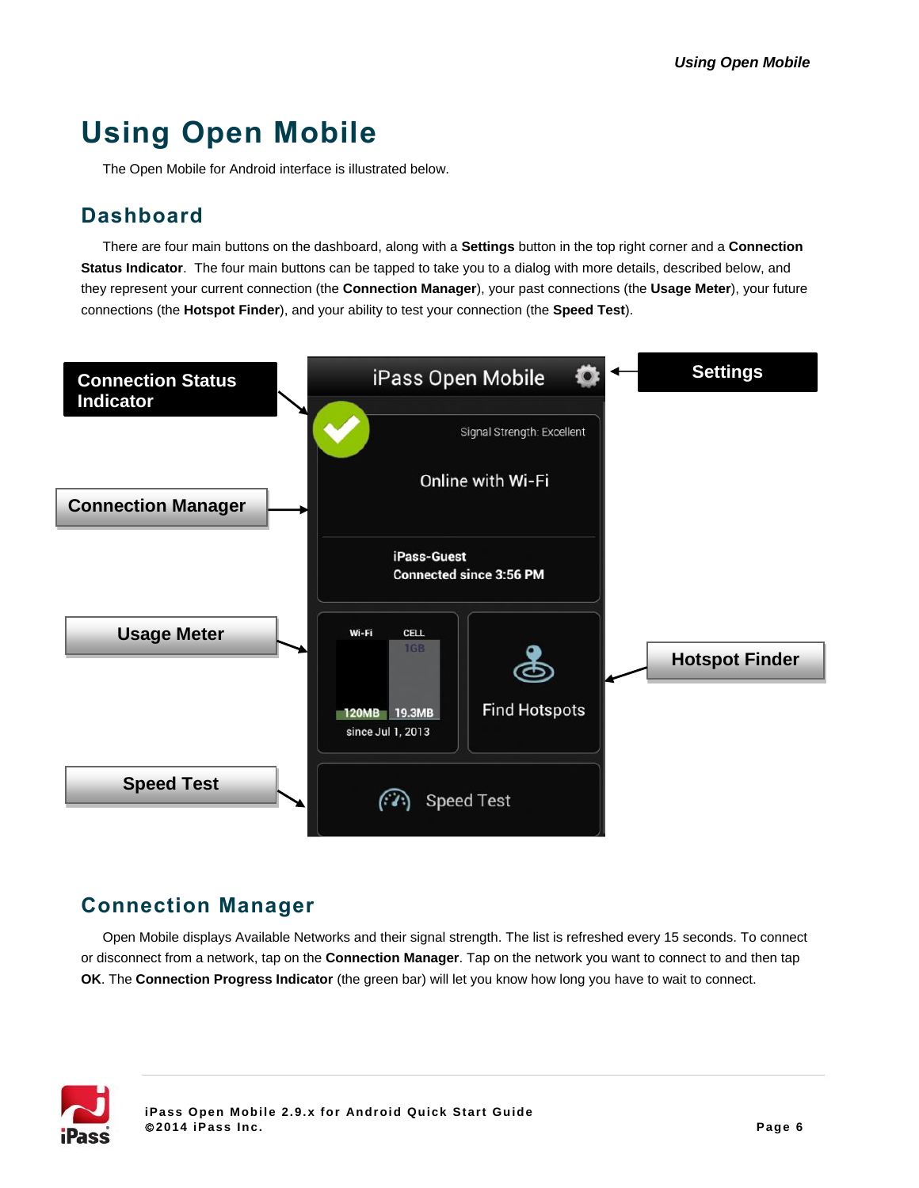# Using Open Mobile

The Open Mobile for Android interface is illustrated below.

## Dashboard

There are four main buttons on the dashboard, along with a **Settings** button in the top right corner and a **Connection Status Indicator**. The four main buttons can be tapped to take you to a dialog with more details, described below, and they represent your current connection (the **Connection Manager**), your past connections (the **Usage Meter**), your future connections (the **Hotspot Finder**), and your ability to test your connection (the **Speed Test**).

Connection Status Indicator

Settings

Connection Manager

Usage Meter

Hotspot Finder

Speed Test

iPass Open Mobile

Signal Strength: Excellent

Online with Wi-Fi

iPass-Guest
Connected since 3:56 PM

Wi-Fi CELL 1GB
120MB 19.3MB
since Jul 1, 2013

Find Hotspots

Speed Test

## Connection Manager

Open Mobile displays Available Networks and their signal strength. The list is refreshed every 15 seconds. To connect or disconnect from a network, tap on the **Connection Manager**. Tap on the network you want to connect to and then tap **OK**. The **Connection Progress Indicator** (the green bar) will let you know how long you have to wait to connect.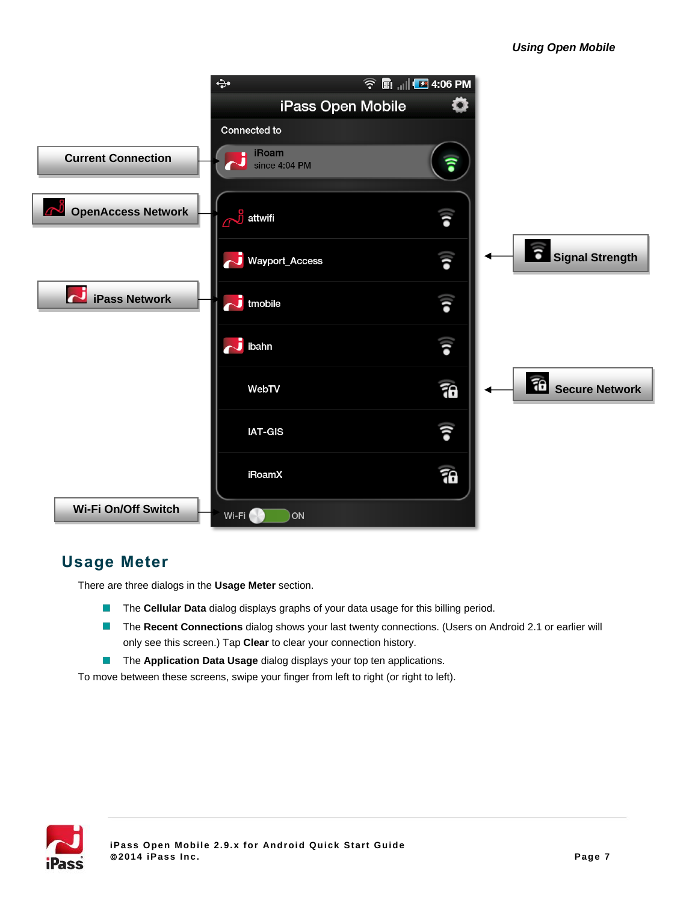Current Connection

OpenAccess Network

iPass Network

Wi-Fi On/Off Switch

Signal Strength

Secure Network

iPass Open Mobile

Connected to

iRoam
since 4:04 PM

attwifi

Wayport_Access

tmobile

ibahn

WebTV

IAT-GIS

iRoamX

Wi-Fi ON

## Usage Meter

There are three dialogs in the **Usage Meter** section.

- The **Cellular Data** dialog displays graphs of your data usage for this billing period.
- The **Recent Connections** dialog shows your last twenty connections. (Users on Android 2.1 or earlier will only see this screen.) Tap **Clear** to clear your connection history.
- The **Application Data Usage** dialog displays your top ten applications.

To move between these screens, swipe your finger from left to right (or right to left).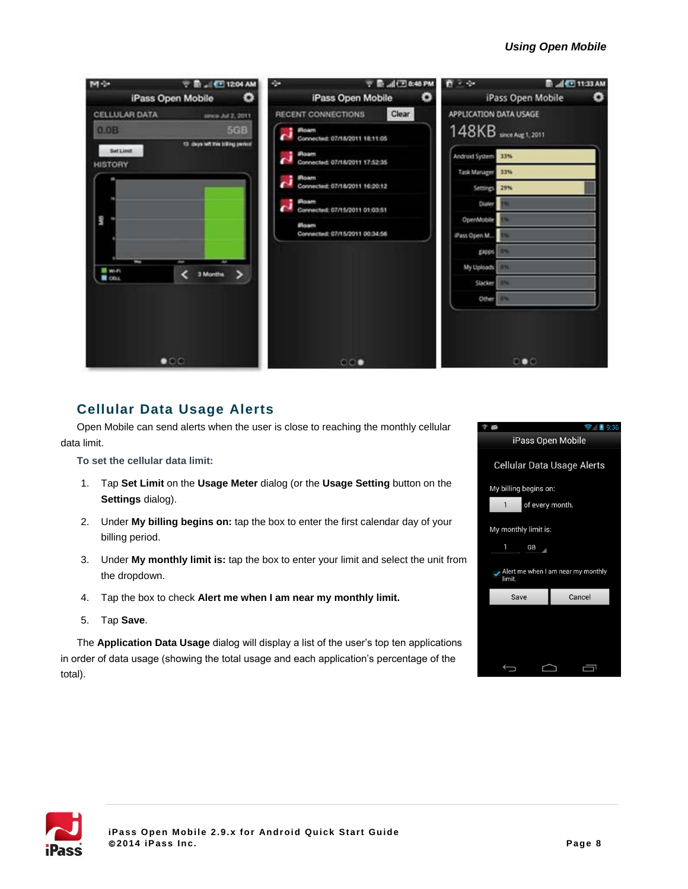## Cellular Data Usage Alerts

Open Mobile can send alerts when the user is close to reaching the monthly cellular data limit.

**To set the cellular data limit:**

1. Tap **Set Limit** on the **Usage Meter** dialog (or the **Usage Setting** button on the **Settings** dialog).
2. Under **My billing begins on:** tap the box to enter the first calendar day of your billing period.
3. Under **My monthly limit is:** tap the box to enter your limit and select the unit from the dropdown.
4. Tap the box to check **Alert me when I am near my monthly limit.**
5. Tap **Save**.

The **Application Data Usage** dialog will display a list of the user's top ten applications in order of data usage (showing the total usage and each application's percentage of the total).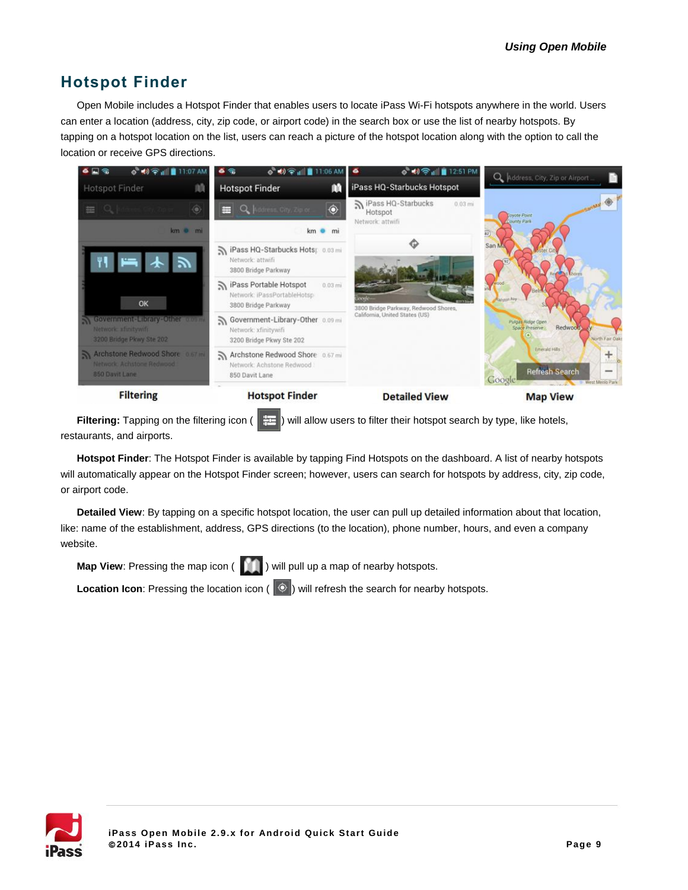## Hotspot Finder

Open Mobile includes a Hotspot Finder that enables users to locate iPass Wi-Fi hotspots anywhere in the world. Users can enter a location (address, city, zip code, or airport code) in the search box or use the list of nearby hotspots. By tapping on a hotspot location on the list, users can reach a picture of the hotspot location along with the option to call the location or receive GPS directions.

Filtering | Hotspot Finder | Detailed View | Map View

**Filtering:** Tapping on the filtering icon ( ) will allow users to filter their hotspot search by type, like hotels, restaurants, and airports.

**Hotspot Finder**: The Hotspot Finder is available by tapping Find Hotspots on the dashboard. A list of nearby hotspots will automatically appear on the Hotspot Finder screen; however, users can search for hotspots by address, city, zip code, or airport code.

**Detailed View**: By tapping on a specific hotspot location, the user can pull up detailed information about that location, like: name of the establishment, address, GPS directions (to the location), phone number, hours, and even a company website.

**Map View**: Pressing the map icon ( ) will pull up a map of nearby hotspots.

**Location Icon**: Pressing the location icon ( ) will refresh the search for nearby hotspots.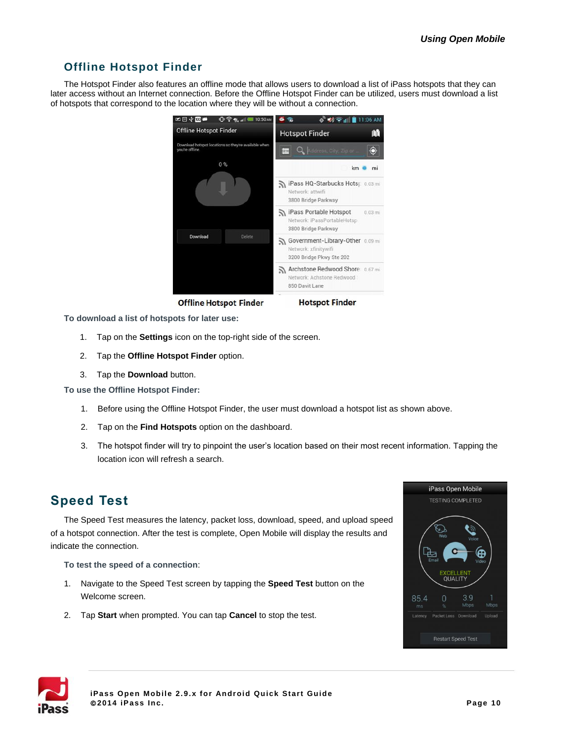## Offline Hotspot Finder

The Hotspot Finder also features an offline mode that allows users to download a list of iPass hotspots that they can later access without an Internet connection. Before the Offline Hotspot Finder can be utilized, users must download a list of hotspots that correspond to the location where they will be without a connection.

Offline Hotspot Finder | Hotspot Finder

**To download a list of hotspots for later use:**

1. Tap on the **Settings** icon on the top-right side of the screen.
2. Tap the **Offline Hotspot Finder** option.
3. Tap the **Download** button.

**To use the Offline Hotspot Finder:**

1. Before using the Offline Hotspot Finder, the user must download a hotspot list as shown above.
2. Tap on the **Find Hotspots** option on the dashboard.
3. The hotspot finder will try to pinpoint the user's location based on their most recent information. Tapping the location icon will refresh a search.

## Speed Test

The Speed Test measures the latency, packet loss, download, speed, and upload speed of a hotspot connection. After the test is complete, Open Mobile will display the results and indicate the connection.

**To test the speed of a connection:**

1. Navigate to the Speed Test screen by tapping the **Speed Test** button on the Welcome screen.
2. Tap **Start** when prompted. You can tap **Cancel** to stop the test.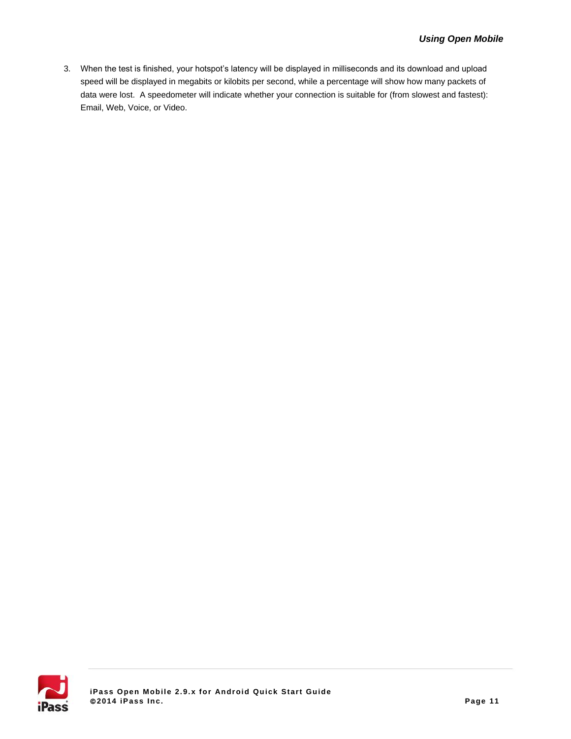3. When the test is finished, your hotspot's latency will be displayed in milliseconds and its download and upload speed will be displayed in megabits or kilobits per second, while a percentage will show how many packets of data were lost. A speedometer will indicate whether your connection is suitable for (from slowest and fastest): Email, Web, Voice, or Video.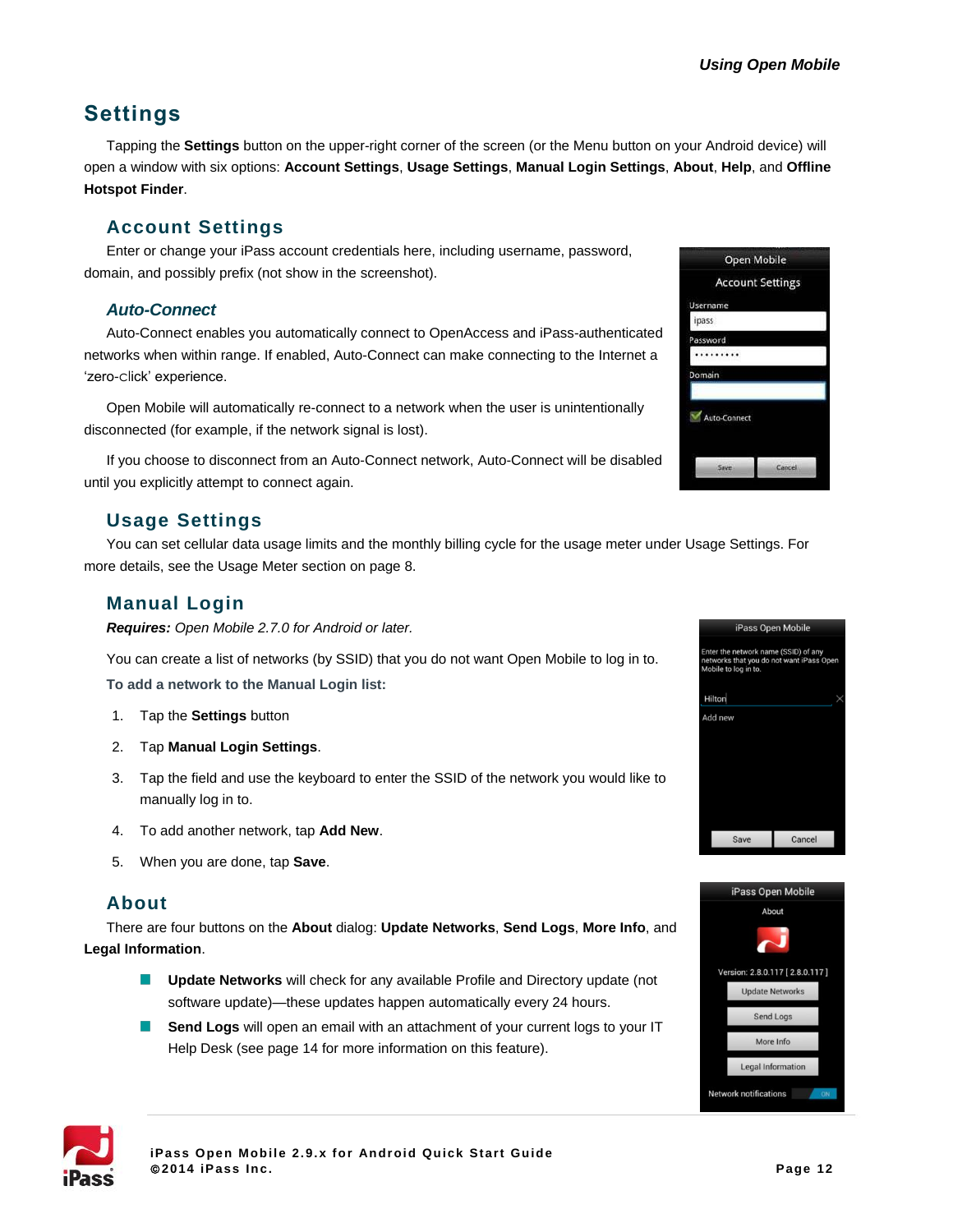## Settings

Tapping the **Settings** button on the upper-right corner of the screen (or the Menu button on your Android device) will open a window with six options: **Account Settings**, **Usage Settings**, **Manual Login Settings**, **About**, **Help**, and **Offline Hotspot Finder**.

### Account Settings

Enter or change your iPass account credentials here, including username, password, domain, and possibly prefix (not show in the screenshot).

#### *Auto-Connect*

Auto-Connect enables you automatically connect to OpenAccess and iPass-authenticated networks when within range. If enabled, Auto-Connect can make connecting to the Internet a 'zero-click' experience.

Open Mobile will automatically re-connect to a network when the user is unintentionally disconnected (for example, if the network signal is lost).

If you choose to disconnect from an Auto-Connect network, Auto-Connect will be disabled until you explicitly attempt to connect again.

### Usage Settings

You can set cellular data usage limits and the monthly billing cycle for the usage meter under Usage Settings. For more details, see the Usage Meter section on page 8.

### Manual Login

***Requires:*** *Open Mobile 2.7.0 for Android or later.*

You can create a list of networks (by SSID) that you do not want Open Mobile to log in to.

**To add a network to the Manual Login list:**

1. Tap the **Settings** button
2. Tap **Manual Login Settings**.
3. Tap the field and use the keyboard to enter the SSID of the network you would like to manually log in to.
4. To add another network, tap **Add New**.
5. When you are done, tap **Save**.

### About

There are four buttons on the **About** dialog: **Update Networks**, **Send Logs**, **More Info**, and **Legal Information**.

- **Update Networks** will check for any available Profile and Directory update (not software update)—these updates happen automatically every 24 hours.
- **Send Logs** will open an email with an attachment of your current logs to your IT Help Desk (see page 14 for more information on this feature).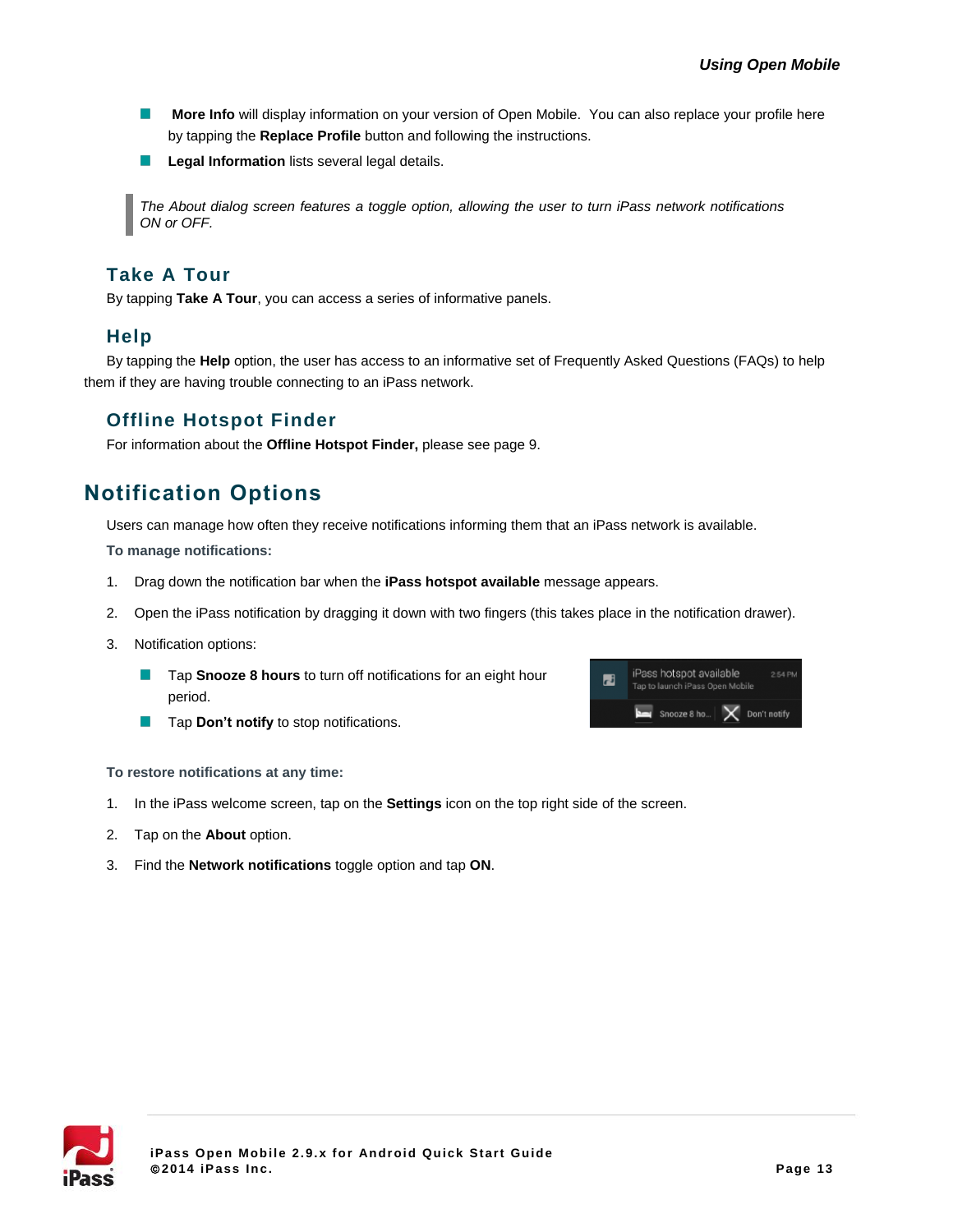- **More Info** will display information on your version of Open Mobile. You can also replace your profile here by tapping the **Replace Profile** button and following the instructions.
- **Legal Information** lists several legal details.

> *The About dialog screen features a toggle option, allowing the user to turn iPass network notifications ON or OFF.*

### Take A Tour

By tapping **Take A Tour**, you can access a series of informative panels.

### Help

By tapping the **Help** option, the user has access to an informative set of Frequently Asked Questions (FAQs) to help them if they are having trouble connecting to an iPass network.

### Offline Hotspot Finder

For information about the **Offline Hotspot Finder,** please see page 9.

## Notification Options

Users can manage how often they receive notifications informing them that an iPass network is available.

**To manage notifications:**

1. Drag down the notification bar when the **iPass hotspot available** message appears.
2. Open the iPass notification by dragging it down with two fingers (this takes place in the notification drawer).
3. Notification options:
   - Tap **Snooze 8 hours** to turn off notifications for an eight hour period.
   - Tap **Don't notify** to stop notifications.

**To restore notifications at any time:**

1. In the iPass welcome screen, tap on the **Settings** icon on the top right side of the screen.
2. Tap on the **About** option.
3. Find the **Network notifications** toggle option and tap **ON**.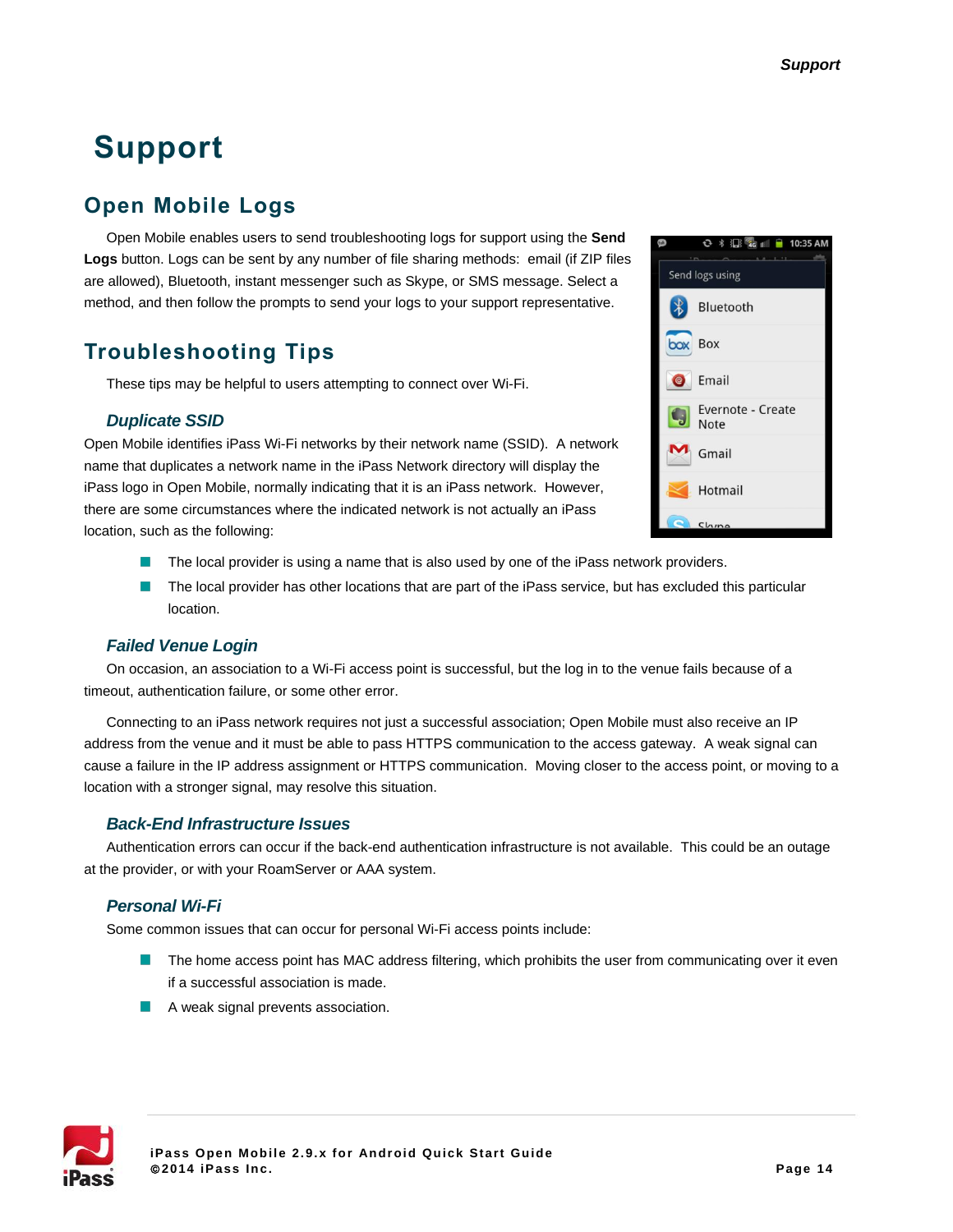# Support

## Open Mobile Logs

Open Mobile enables users to send troubleshooting logs for support using the **Send Logs** button. Logs can be sent by any number of file sharing methods: email (if ZIP files are allowed), Bluetooth, instant messenger such as Skype, or SMS message. Select a method, and then follow the prompts to send your logs to your support representative.

## Troubleshooting Tips

These tips may be helpful to users attempting to connect over Wi-Fi.

### *Duplicate SSID*

Open Mobile identifies iPass Wi-Fi networks by their network name (SSID). A network name that duplicates a network name in the iPass Network directory will display the iPass logo in Open Mobile, normally indicating that it is an iPass network. However, there are some circumstances where the indicated network is not actually an iPass location, such as the following:

- The local provider is using a name that is also used by one of the iPass network providers.
- The local provider has other locations that are part of the iPass service, but has excluded this particular location.

### *Failed Venue Login*

On occasion, an association to a Wi-Fi access point is successful, but the log in to the venue fails because of a timeout, authentication failure, or some other error.

Connecting to an iPass network requires not just a successful association; Open Mobile must also receive an IP address from the venue and it must be able to pass HTTPS communication to the access gateway. A weak signal can cause a failure in the IP address assignment or HTTPS communication. Moving closer to the access point, or moving to a location with a stronger signal, may resolve this situation.

### *Back-End Infrastructure Issues*

Authentication errors can occur if the back-end authentication infrastructure is not available. This could be an outage at the provider, or with your RoamServer or AAA system.

### *Personal Wi-Fi*

Some common issues that can occur for personal Wi-Fi access points include:

- The home access point has MAC address filtering, which prohibits the user from communicating over it even if a successful association is made.
- A weak signal prevents association.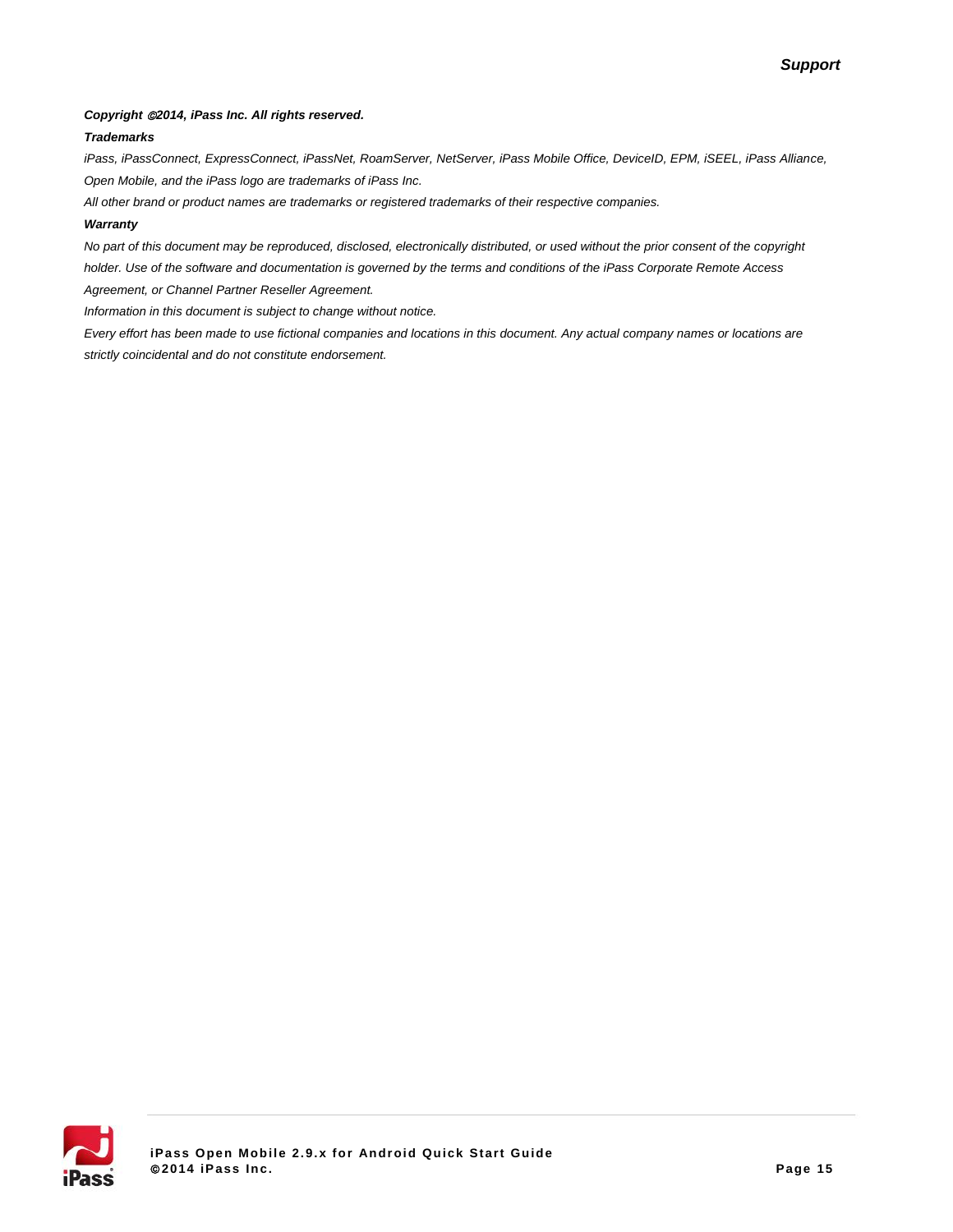***Copyright ©2014, iPass Inc. All rights reserved.***

***Trademarks***

*iPass, iPassConnect, ExpressConnect, iPassNet, RoamServer, NetServer, iPass Mobile Office, DeviceID, EPM, iSEEL, iPass Alliance, Open Mobile, and the iPass logo are trademarks of iPass Inc.*

*All other brand or product names are trademarks or registered trademarks of their respective companies.*

***Warranty***

*No part of this document may be reproduced, disclosed, electronically distributed, or used without the prior consent of the copyright holder. Use of the software and documentation is governed by the terms and conditions of the iPass Corporate Remote Access Agreement, or Channel Partner Reseller Agreement.*

*Information in this document is subject to change without notice.*

*Every effort has been made to use fictional companies and locations in this document. Any actual company names or locations are strictly coincidental and do not constitute endorsement.*